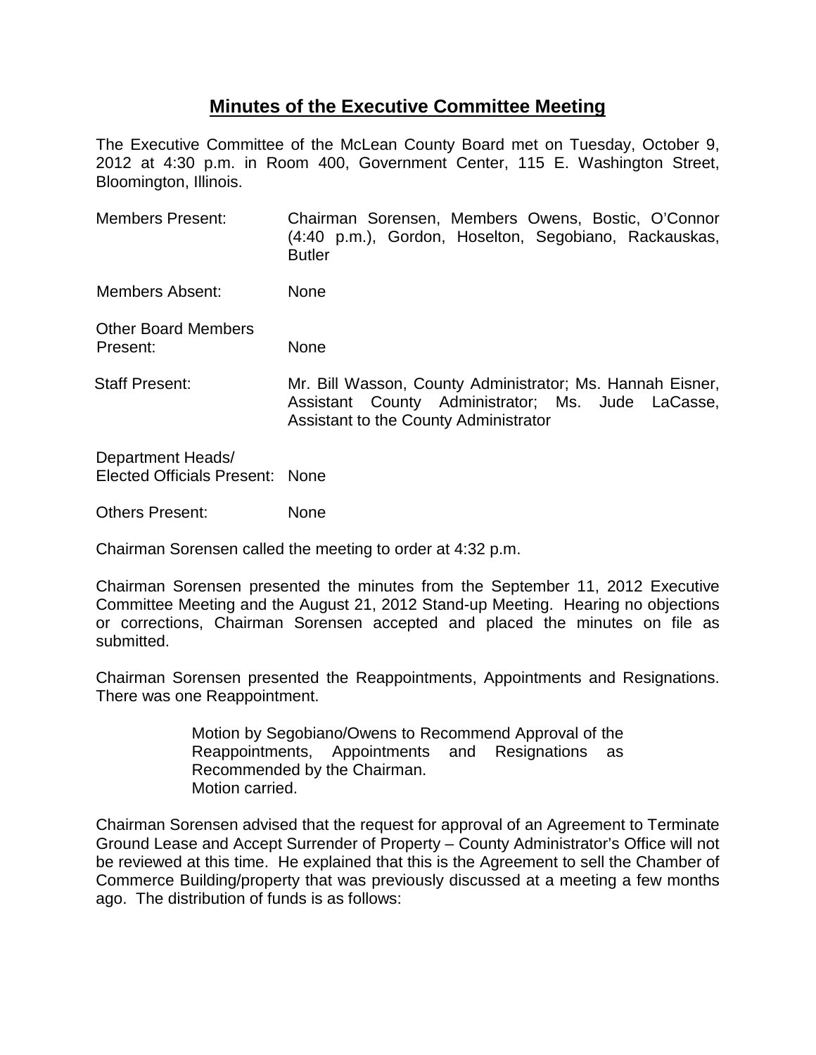# Minutes of the Executive Committee Meeting

The Executive Committee of the McLean County Board met on Tuesday, October 9, 2012 at 4:30 p.m. in Room 400, Government Center, 115 E. Washington Street, Bloomington, Illinois.

| | |
|---|---|
| Members Present: | Chairman Sorensen, Members Owens, Bostic, O'Connor (4:40 p.m.), Gordon, Hoselton, Segobiano, Rackauskas, Butler |
| Members Absent: | None |
| Other Board Members Present: | None |
| Staff Present: | Mr. Bill Wasson, County Administrator; Ms. Hannah Eisner, Assistant County Administrator; Ms. Jude LaCasse, Assistant to the County Administrator |
| Department Heads/ Elected Officials Present: | None |
| Others Present: | None |

Chairman Sorensen called the meeting to order at 4:32 p.m.

Chairman Sorensen presented the minutes from the September 11, 2012 Executive Committee Meeting and the August 21, 2012 Stand-up Meeting. Hearing no objections or corrections, Chairman Sorensen accepted and placed the minutes on file as submitted.

Chairman Sorensen presented the Reappointments, Appointments and Resignations. There was one Reappointment.

> Motion by Segobiano/Owens to Recommend Approval of the Reappointments, Appointments and Resignations as Recommended by the Chairman.
> Motion carried.

Chairman Sorensen advised that the request for approval of an Agreement to Terminate Ground Lease and Accept Surrender of Property – County Administrator's Office will not be reviewed at this time. He explained that this is the Agreement to sell the Chamber of Commerce Building/property that was previously discussed at a meeting a few months ago. The distribution of funds is as follows: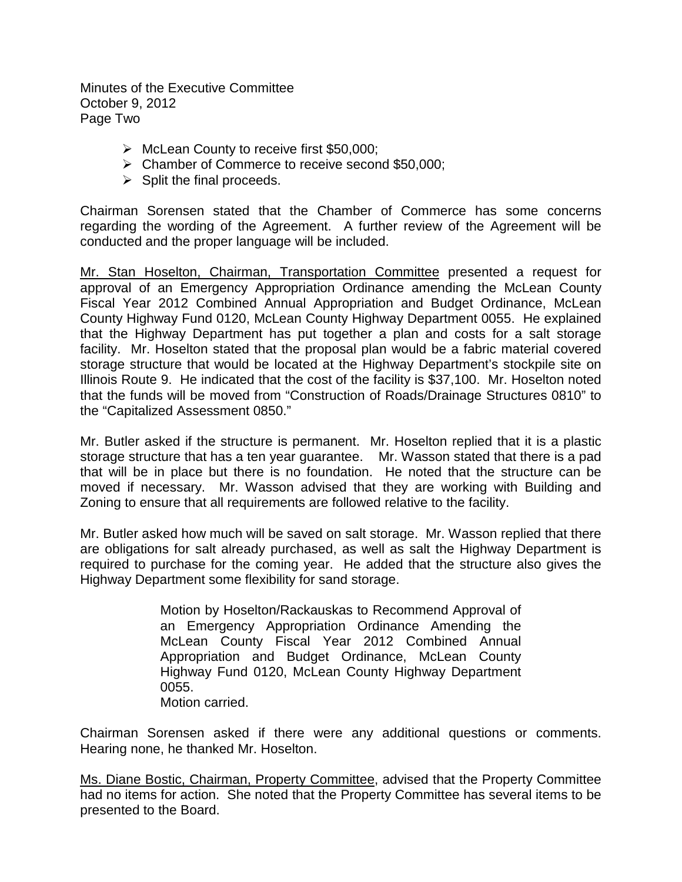- McLean County to receive first $50,000;
- Chamber of Commerce to receive second $50,000;
- Split the final proceeds.

Chairman Sorensen stated that the Chamber of Commerce has some concerns regarding the wording of the Agreement. A further review of the Agreement will be conducted and the proper language will be included.

Mr. Stan Hoselton, Chairman, Transportation Committee presented a request for approval of an Emergency Appropriation Ordinance amending the McLean County Fiscal Year 2012 Combined Annual Appropriation and Budget Ordinance, McLean County Highway Fund 0120, McLean County Highway Department 0055. He explained that the Highway Department has put together a plan and costs for a salt storage facility. Mr. Hoselton stated that the proposal plan would be a fabric material covered storage structure that would be located at the Highway Department's stockpile site on Illinois Route 9. He indicated that the cost of the facility is $37,100. Mr. Hoselton noted that the funds will be moved from "Construction of Roads/Drainage Structures 0810" to the "Capitalized Assessment 0850."

Mr. Butler asked if the structure is permanent. Mr. Hoselton replied that it is a plastic storage structure that has a ten year guarantee. Mr. Wasson stated that there is a pad that will be in place but there is no foundation. He noted that the structure can be moved if necessary. Mr. Wasson advised that they are working with Building and Zoning to ensure that all requirements are followed relative to the facility.

Mr. Butler asked how much will be saved on salt storage. Mr. Wasson replied that there are obligations for salt already purchased, as well as salt the Highway Department is required to purchase for the coming year. He added that the structure also gives the Highway Department some flexibility for sand storage.

> Motion by Hoselton/Rackauskas to Recommend Approval of an Emergency Appropriation Ordinance Amending the McLean County Fiscal Year 2012 Combined Annual Appropriation and Budget Ordinance, McLean County Highway Fund 0120, McLean County Highway Department 0055.
> Motion carried.

Chairman Sorensen asked if there were any additional questions or comments. Hearing none, he thanked Mr. Hoselton.

Ms. Diane Bostic, Chairman, Property Committee, advised that the Property Committee had no items for action. She noted that the Property Committee has several items to be presented to the Board.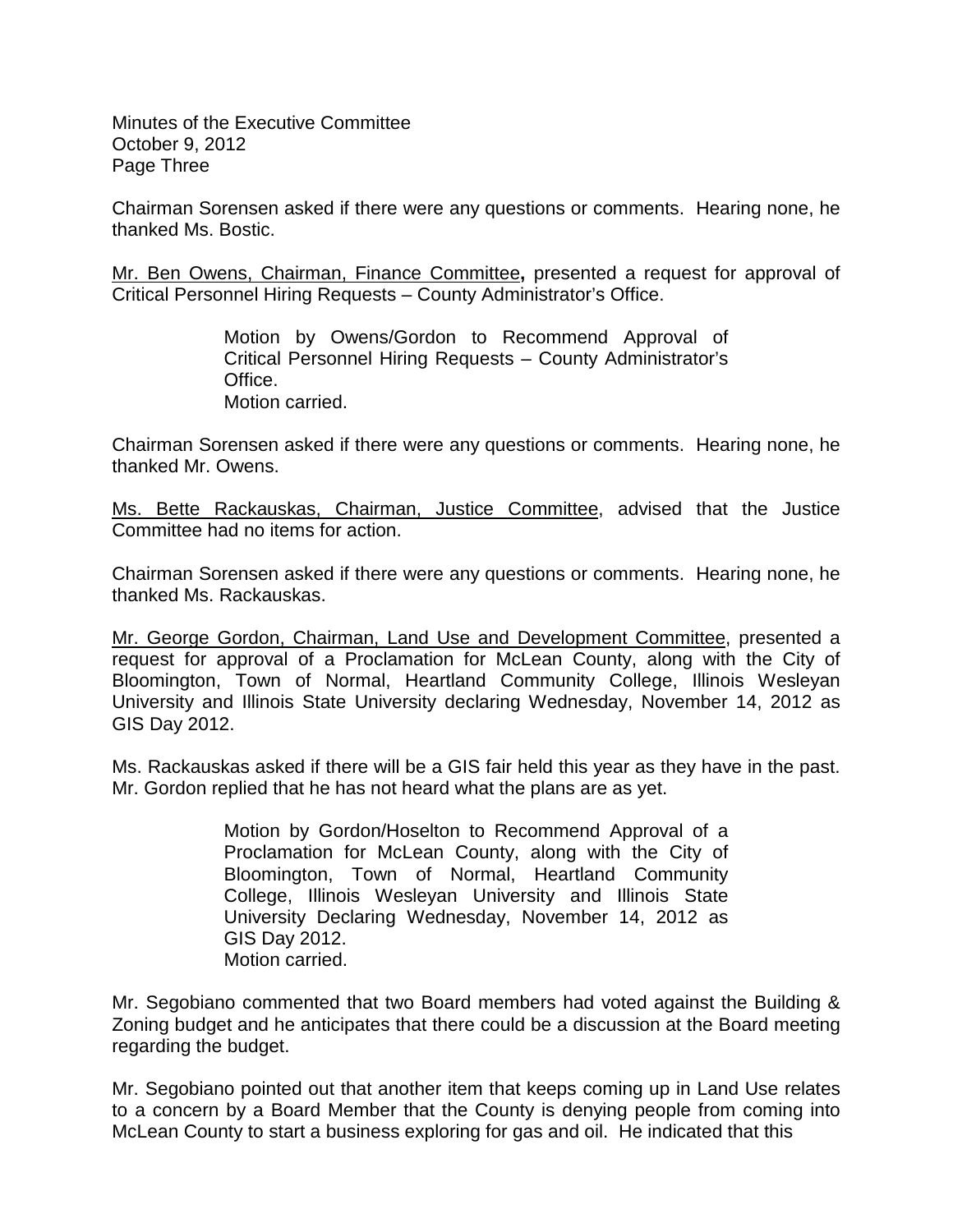Chairman Sorensen asked if there were any questions or comments. Hearing none, he thanked Ms. Bostic.

Mr. Ben Owens, Chairman, Finance Committee**,** presented a request for approval of Critical Personnel Hiring Requests – County Administrator's Office.

> Motion by Owens/Gordon to Recommend Approval of Critical Personnel Hiring Requests – County Administrator's Office.
> Motion carried.

Chairman Sorensen asked if there were any questions or comments. Hearing none, he thanked Mr. Owens.

Ms. Bette Rackauskas, Chairman, Justice Committee, advised that the Justice Committee had no items for action.

Chairman Sorensen asked if there were any questions or comments. Hearing none, he thanked Ms. Rackauskas.

Mr. George Gordon, Chairman, Land Use and Development Committee, presented a request for approval of a Proclamation for McLean County, along with the City of Bloomington, Town of Normal, Heartland Community College, Illinois Wesleyan University and Illinois State University declaring Wednesday, November 14, 2012 as GIS Day 2012.

Ms. Rackauskas asked if there will be a GIS fair held this year as they have in the past. Mr. Gordon replied that he has not heard what the plans are as yet.

> Motion by Gordon/Hoselton to Recommend Approval of a Proclamation for McLean County, along with the City of Bloomington, Town of Normal, Heartland Community College, Illinois Wesleyan University and Illinois State University Declaring Wednesday, November 14, 2012 as GIS Day 2012.
> Motion carried.

Mr. Segobiano commented that two Board members had voted against the Building & Zoning budget and he anticipates that there could be a discussion at the Board meeting regarding the budget.

Mr. Segobiano pointed out that another item that keeps coming up in Land Use relates to a concern by a Board Member that the County is denying people from coming into McLean County to start a business exploring for gas and oil. He indicated that this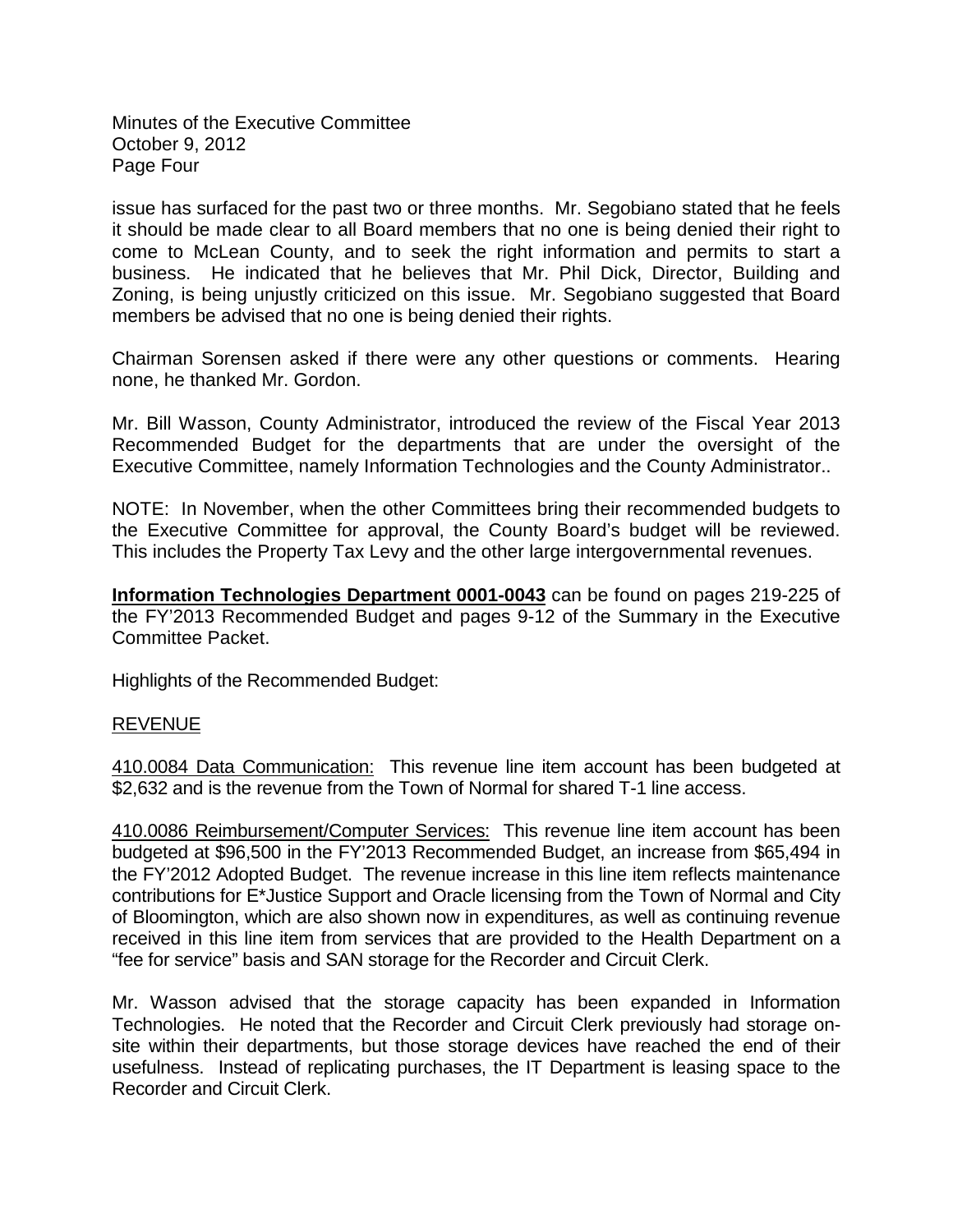issue has surfaced for the past two or three months. Mr. Segobiano stated that he feels it should be made clear to all Board members that no one is being denied their right to come to McLean County, and to seek the right information and permits to start a business. He indicated that he believes that Mr. Phil Dick, Director, Building and Zoning, is being unjustly criticized on this issue. Mr. Segobiano suggested that Board members be advised that no one is being denied their rights.

Chairman Sorensen asked if there were any other questions or comments. Hearing none, he thanked Mr. Gordon.

Mr. Bill Wasson, County Administrator, introduced the review of the Fiscal Year 2013 Recommended Budget for the departments that are under the oversight of the Executive Committee, namely Information Technologies and the County Administrator..

NOTE: In November, when the other Committees bring their recommended budgets to the Executive Committee for approval, the County Board's budget will be reviewed. This includes the Property Tax Levy and the other large intergovernmental revenues.

**Information Technologies Department 0001-0043** can be found on pages 219-225 of the FY'2013 Recommended Budget and pages 9-12 of the Summary in the Executive Committee Packet.

Highlights of the Recommended Budget:

REVENUE

410.0084 Data Communication: This revenue line item account has been budgeted at $2,632 and is the revenue from the Town of Normal for shared T-1 line access.

410.0086 Reimbursement/Computer Services: This revenue line item account has been budgeted at $96,500 in the FY'2013 Recommended Budget, an increase from $65,494 in the FY'2012 Adopted Budget. The revenue increase in this line item reflects maintenance contributions for E*Justice Support and Oracle licensing from the Town of Normal and City of Bloomington, which are also shown now in expenditures, as well as continuing revenue received in this line item from services that are provided to the Health Department on a "fee for service" basis and SAN storage for the Recorder and Circuit Clerk.

Mr. Wasson advised that the storage capacity has been expanded in Information Technologies. He noted that the Recorder and Circuit Clerk previously had storage on-site within their departments, but those storage devices have reached the end of their usefulness. Instead of replicating purchases, the IT Department is leasing space to the Recorder and Circuit Clerk.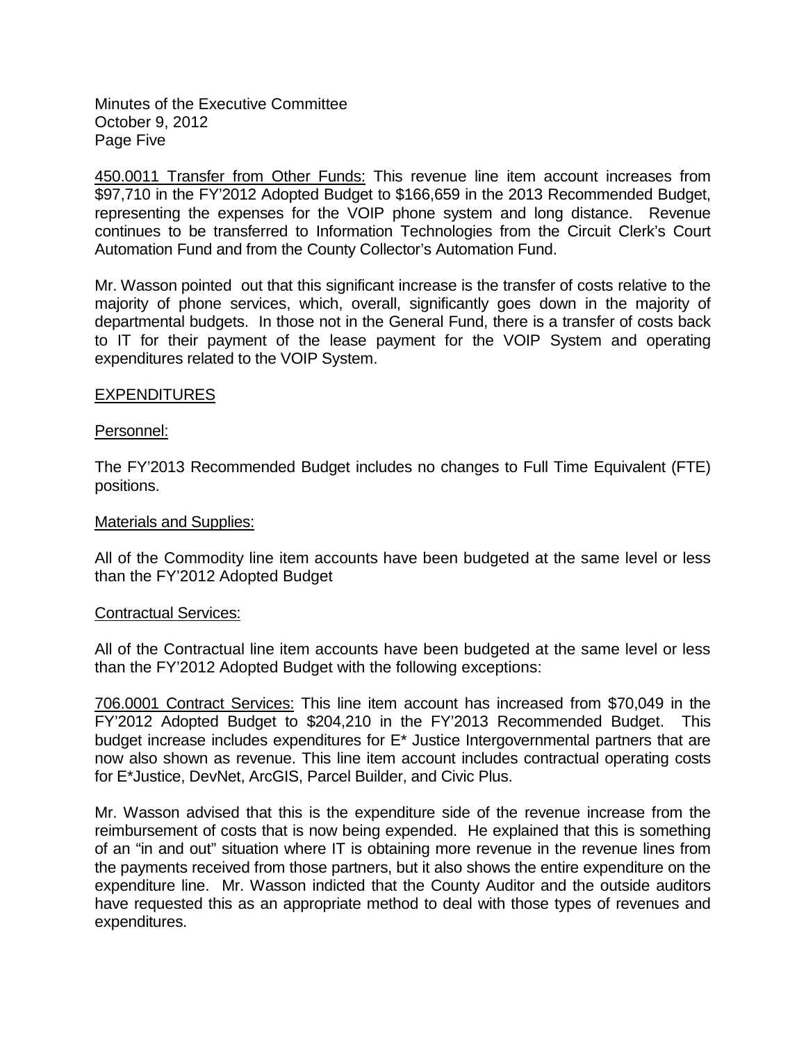450.0011 Transfer from Other Funds: This revenue line item account increases from $97,710 in the FY'2012 Adopted Budget to $166,659 in the 2013 Recommended Budget, representing the expenses for the VOIP phone system and long distance. Revenue continues to be transferred to Information Technologies from the Circuit Clerk's Court Automation Fund and from the County Collector's Automation Fund.

Mr. Wasson pointed out that this significant increase is the transfer of costs relative to the majority of phone services, which, overall, significantly goes down in the majority of departmental budgets. In those not in the General Fund, there is a transfer of costs back to IT for their payment of the lease payment for the VOIP System and operating expenditures related to the VOIP System.

## EXPENDITURES

### Personnel:

The FY'2013 Recommended Budget includes no changes to Full Time Equivalent (FTE) positions.

### Materials and Supplies:

All of the Commodity line item accounts have been budgeted at the same level or less than the FY'2012 Adopted Budget

### Contractual Services:

All of the Contractual line item accounts have been budgeted at the same level or less than the FY'2012 Adopted Budget with the following exceptions:

706.0001 Contract Services: This line item account has increased from $70,049 in the FY'2012 Adopted Budget to $204,210 in the FY'2013 Recommended Budget. This budget increase includes expenditures for E* Justice Intergovernmental partners that are now also shown as revenue. This line item account includes contractual operating costs for E*Justice, DevNet, ArcGIS, Parcel Builder, and Civic Plus.

Mr. Wasson advised that this is the expenditure side of the revenue increase from the reimbursement of costs that is now being expended. He explained that this is something of an "in and out" situation where IT is obtaining more revenue in the revenue lines from the payments received from those partners, but it also shows the entire expenditure on the expenditure line. Mr. Wasson indicted that the County Auditor and the outside auditors have requested this as an appropriate method to deal with those types of revenues and expenditures.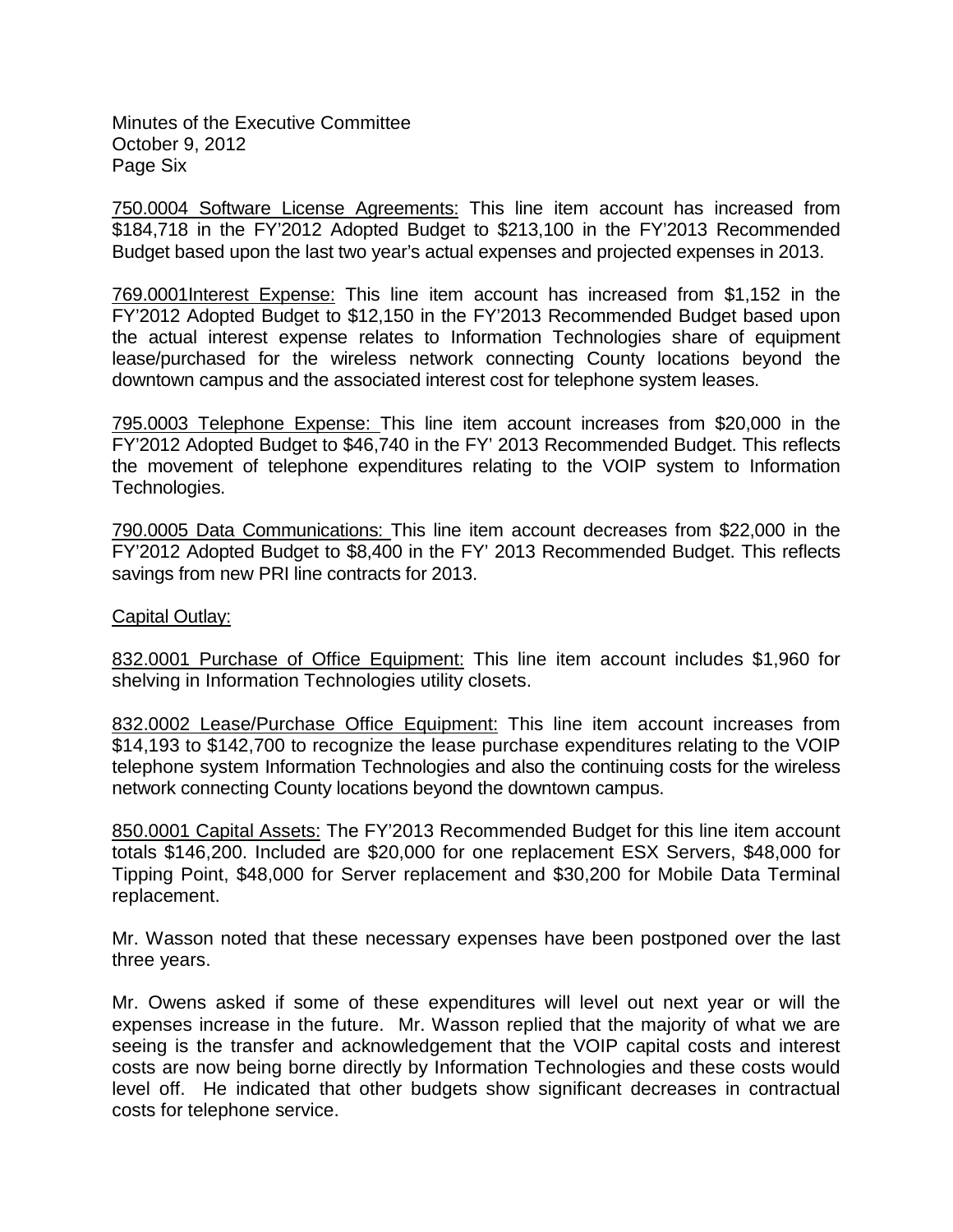750.0004 Software License Agreements: This line item account has increased from $184,718 in the FY'2012 Adopted Budget to $213,100 in the FY'2013 Recommended Budget based upon the last two year's actual expenses and projected expenses in 2013.

769.0001Interest Expense: This line item account has increased from $1,152 in the FY'2012 Adopted Budget to $12,150 in the FY'2013 Recommended Budget based upon the actual interest expense relates to Information Technologies share of equipment lease/purchased for the wireless network connecting County locations beyond the downtown campus and the associated interest cost for telephone system leases.

795.0003 Telephone Expense: This line item account increases from $20,000 in the FY'2012 Adopted Budget to $46,740 in the FY' 2013 Recommended Budget. This reflects the movement of telephone expenditures relating to the VOIP system to Information Technologies.

790.0005 Data Communications: This line item account decreases from $22,000 in the FY'2012 Adopted Budget to $8,400 in the FY' 2013 Recommended Budget. This reflects savings from new PRI line contracts for 2013.

Capital Outlay:

832.0001 Purchase of Office Equipment: This line item account includes $1,960 for shelving in Information Technologies utility closets.

832.0002 Lease/Purchase Office Equipment: This line item account increases from $14,193 to $142,700 to recognize the lease purchase expenditures relating to the VOIP telephone system Information Technologies and also the continuing costs for the wireless network connecting County locations beyond the downtown campus.

850.0001 Capital Assets: The FY'2013 Recommended Budget for this line item account totals $146,200. Included are $20,000 for one replacement ESX Servers, $48,000 for Tipping Point, $48,000 for Server replacement and $30,200 for Mobile Data Terminal replacement.

Mr. Wasson noted that these necessary expenses have been postponed over the last three years.

Mr. Owens asked if some of these expenditures will level out next year or will the expenses increase in the future. Mr. Wasson replied that the majority of what we are seeing is the transfer and acknowledgement that the VOIP capital costs and interest costs are now being borne directly by Information Technologies and these costs would level off. He indicated that other budgets show significant decreases in contractual costs for telephone service.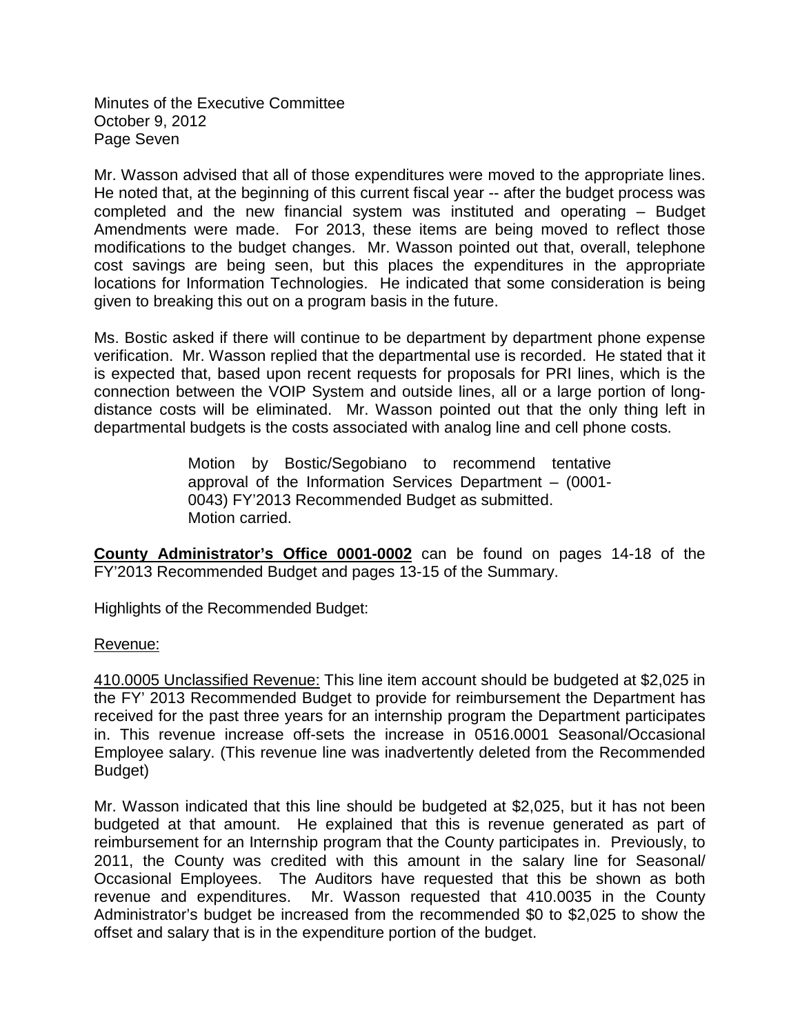Mr. Wasson advised that all of those expenditures were moved to the appropriate lines. He noted that, at the beginning of this current fiscal year -- after the budget process was completed and the new financial system was instituted and operating – Budget Amendments were made. For 2013, these items are being moved to reflect those modifications to the budget changes. Mr. Wasson pointed out that, overall, telephone cost savings are being seen, but this places the expenditures in the appropriate locations for Information Technologies. He indicated that some consideration is being given to breaking this out on a program basis in the future.

Ms. Bostic asked if there will continue to be department by department phone expense verification. Mr. Wasson replied that the departmental use is recorded. He stated that it is expected that, based upon recent requests for proposals for PRI lines, which is the connection between the VOIP System and outside lines, all or a large portion of long-distance costs will be eliminated. Mr. Wasson pointed out that the only thing left in departmental budgets is the costs associated with analog line and cell phone costs.

> Motion by Bostic/Segobiano to recommend tentative approval of the Information Services Department – (0001-0043) FY'2013 Recommended Budget as submitted. Motion carried.

**<u>County Administrator's Office 0001-0002</u>** can be found on pages 14-18 of the FY'2013 Recommended Budget and pages 13-15 of the Summary.

Highlights of the Recommended Budget:

<u>Revenue:</u>

<u>410.0005 Unclassified Revenue:</u> This line item account should be budgeted at $2,025 in the FY' 2013 Recommended Budget to provide for reimbursement the Department has received for the past three years for an internship program the Department participates in. This revenue increase off-sets the increase in 0516.0001 Seasonal/Occasional Employee salary. (This revenue line was inadvertently deleted from the Recommended Budget)

Mr. Wasson indicated that this line should be budgeted at $2,025, but it has not been budgeted at that amount. He explained that this is revenue generated as part of reimbursement for an Internship program that the County participates in. Previously, to 2011, the County was credited with this amount in the salary line for Seasonal/ Occasional Employees. The Auditors have requested that this be shown as both revenue and expenditures. Mr. Wasson requested that 410.0035 in the County Administrator's budget be increased from the recommended $0 to $2,025 to show the offset and salary that is in the expenditure portion of the budget.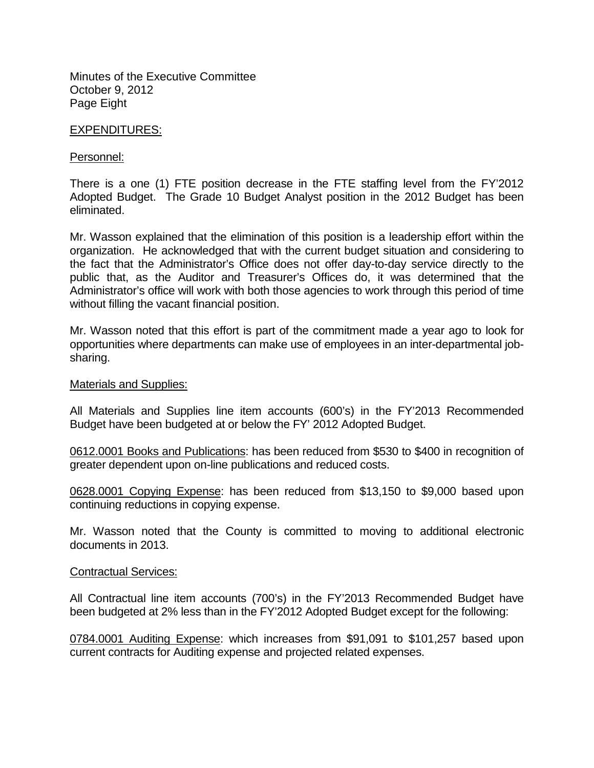EXPENDITURES:

Personnel:

There is a one (1) FTE position decrease in the FTE staffing level from the FY'2012 Adopted Budget. The Grade 10 Budget Analyst position in the 2012 Budget has been eliminated.

Mr. Wasson explained that the elimination of this position is a leadership effort within the organization. He acknowledged that with the current budget situation and considering to the fact that the Administrator's Office does not offer day-to-day service directly to the public that, as the Auditor and Treasurer's Offices do, it was determined that the Administrator's office will work with both those agencies to work through this period of time without filling the vacant financial position.

Mr. Wasson noted that this effort is part of the commitment made a year ago to look for opportunities where departments can make use of employees in an inter-departmental job-sharing.

Materials and Supplies:

All Materials and Supplies line item accounts (600's) in the FY'2013 Recommended Budget have been budgeted at or below the FY' 2012 Adopted Budget.

0612.0001 Books and Publications: has been reduced from $530 to $400 in recognition of greater dependent upon on-line publications and reduced costs.

0628.0001 Copying Expense: has been reduced from $13,150 to $9,000 based upon continuing reductions in copying expense.

Mr. Wasson noted that the County is committed to moving to additional electronic documents in 2013.

Contractual Services:

All Contractual line item accounts (700's) in the FY'2013 Recommended Budget have been budgeted at 2% less than in the FY'2012 Adopted Budget except for the following:

0784.0001 Auditing Expense: which increases from $91,091 to $101,257 based upon current contracts for Auditing expense and projected related expenses.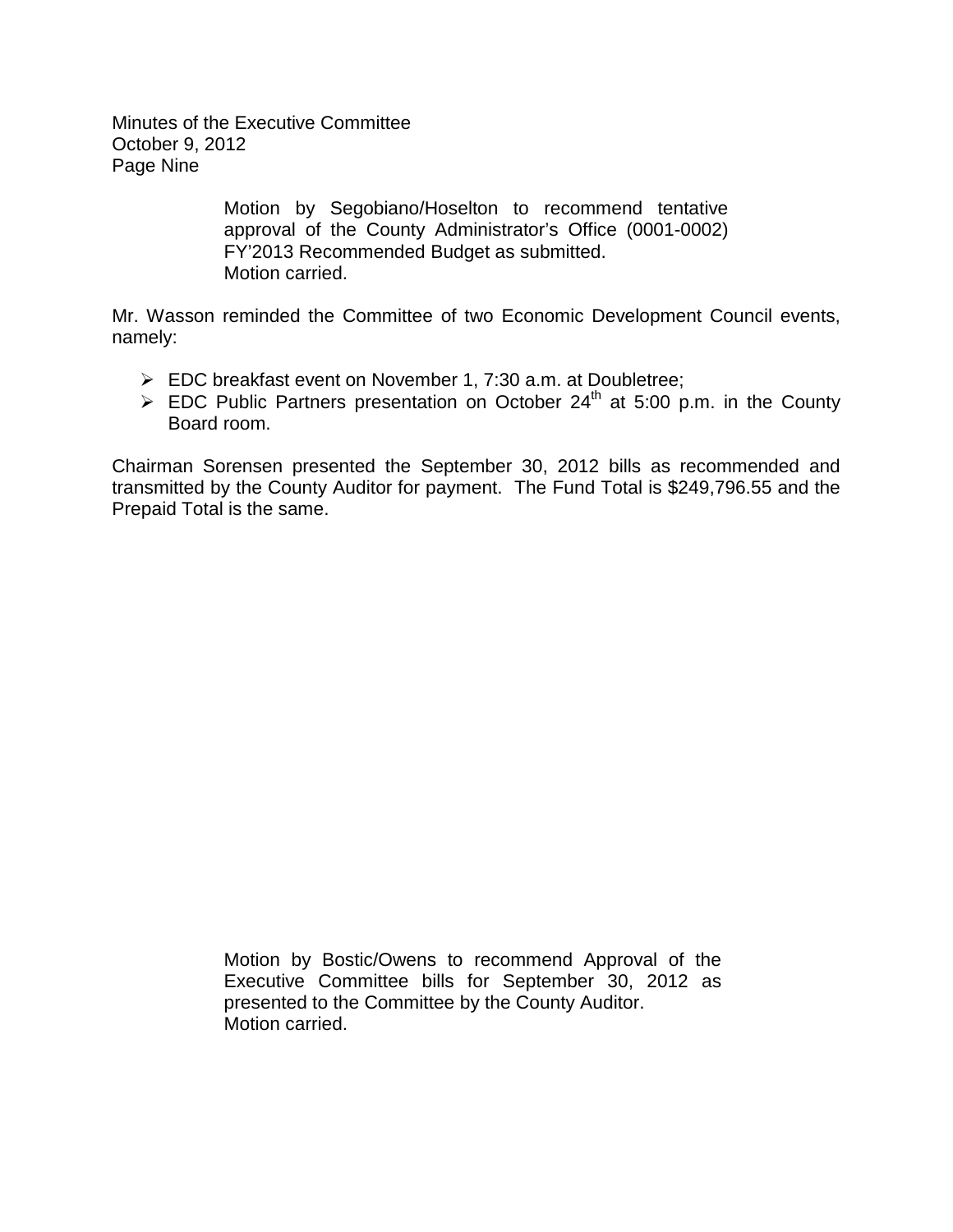Motion by Segobiano/Hoselton to recommend tentative approval of the County Administrator's Office (0001-0002) FY'2013 Recommended Budget as submitted.
Motion carried.

Mr. Wasson reminded the Committee of two Economic Development Council events, namely:

- EDC breakfast event on November 1, 7:30 a.m. at Doubletree;
- EDC Public Partners presentation on October 24th at 5:00 p.m. in the County Board room.

Chairman Sorensen presented the September 30, 2012 bills as recommended and transmitted by the County Auditor for payment. The Fund Total is $249,796.55 and the Prepaid Total is the same.

Motion by Bostic/Owens to recommend Approval of the Executive Committee bills for September 30, 2012 as presented to the Committee by the County Auditor.
Motion carried.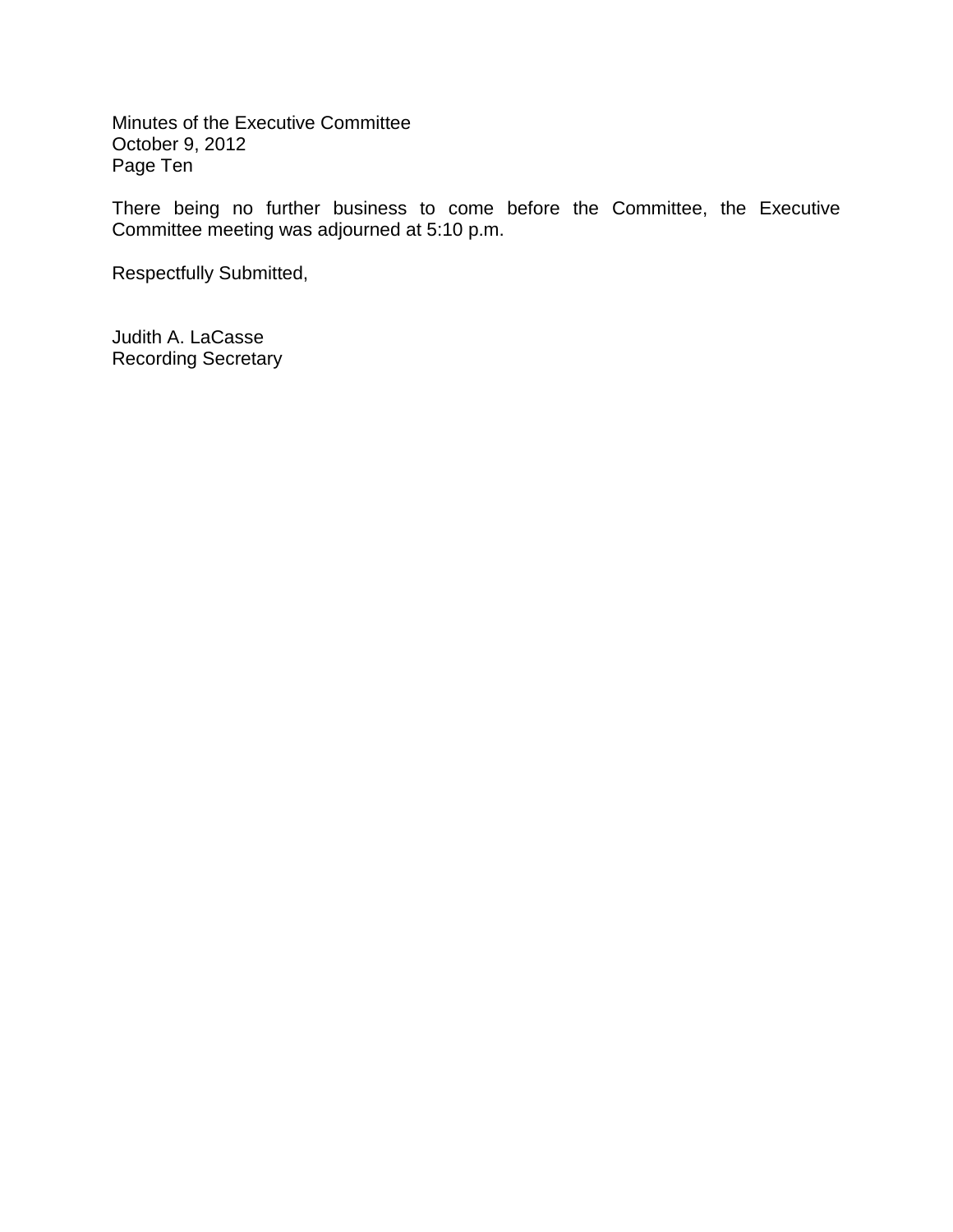There being no further business to come before the Committee, the Executive Committee meeting was adjourned at 5:10 p.m.

Respectfully Submitted,

Judith A. LaCasse
Recording Secretary